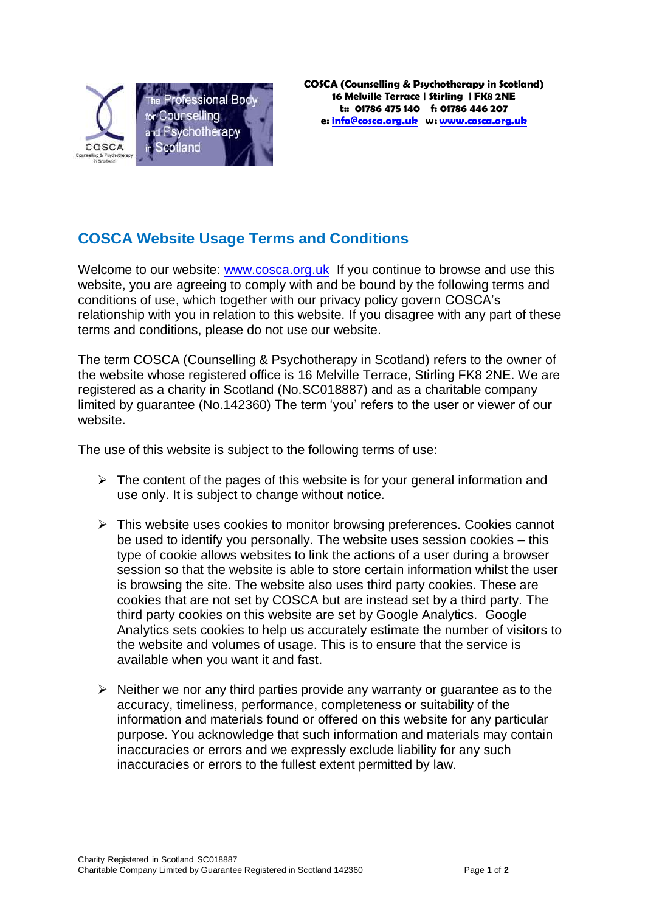**COSCA (Counselling & Psychotherapy in Scotland)**
**16 Melville Terrace | Stirling | FK8 2NE**
**t:: 01786 475 140 f: 01786 446 207**
**e: info@cosca.org.uk w: www.cosca.org.uk**

## COSCA Website Usage Terms and Conditions

Welcome to our website: www.cosca.org.uk If you continue to browse and use this website, you are agreeing to comply with and be bound by the following terms and conditions of use, which together with our privacy policy govern COSCA's relationship with you in relation to this website. If you disagree with any part of these terms and conditions, please do not use our website.

The term COSCA (Counselling & Psychotherapy in Scotland) refers to the owner of the website whose registered office is 16 Melville Terrace, Stirling FK8 2NE. We are registered as a charity in Scotland (No.SC018887) and as a charitable company limited by guarantee (No.142360) The term 'you' refers to the user or viewer of our website.

The use of this website is subject to the following terms of use:

- The content of the pages of this website is for your general information and use only. It is subject to change without notice.

- This website uses cookies to monitor browsing preferences. Cookies cannot be used to identify you personally. The website uses session cookies – this type of cookie allows websites to link the actions of a user during a browser session so that the website is able to store certain information whilst the user is browsing the site. The website also uses third party cookies. These are cookies that are not set by COSCA but are instead set by a third party. The third party cookies on this website are set by Google Analytics. Google Analytics sets cookies to help us accurately estimate the number of visitors to the website and volumes of usage. This is to ensure that the service is available when you want it and fast.

- Neither we nor any third parties provide any warranty or guarantee as to the accuracy, timeliness, performance, completeness or suitability of the information and materials found or offered on this website for any particular purpose. You acknowledge that such information and materials may contain inaccuracies or errors and we expressly exclude liability for any such inaccuracies or errors to the fullest extent permitted by law.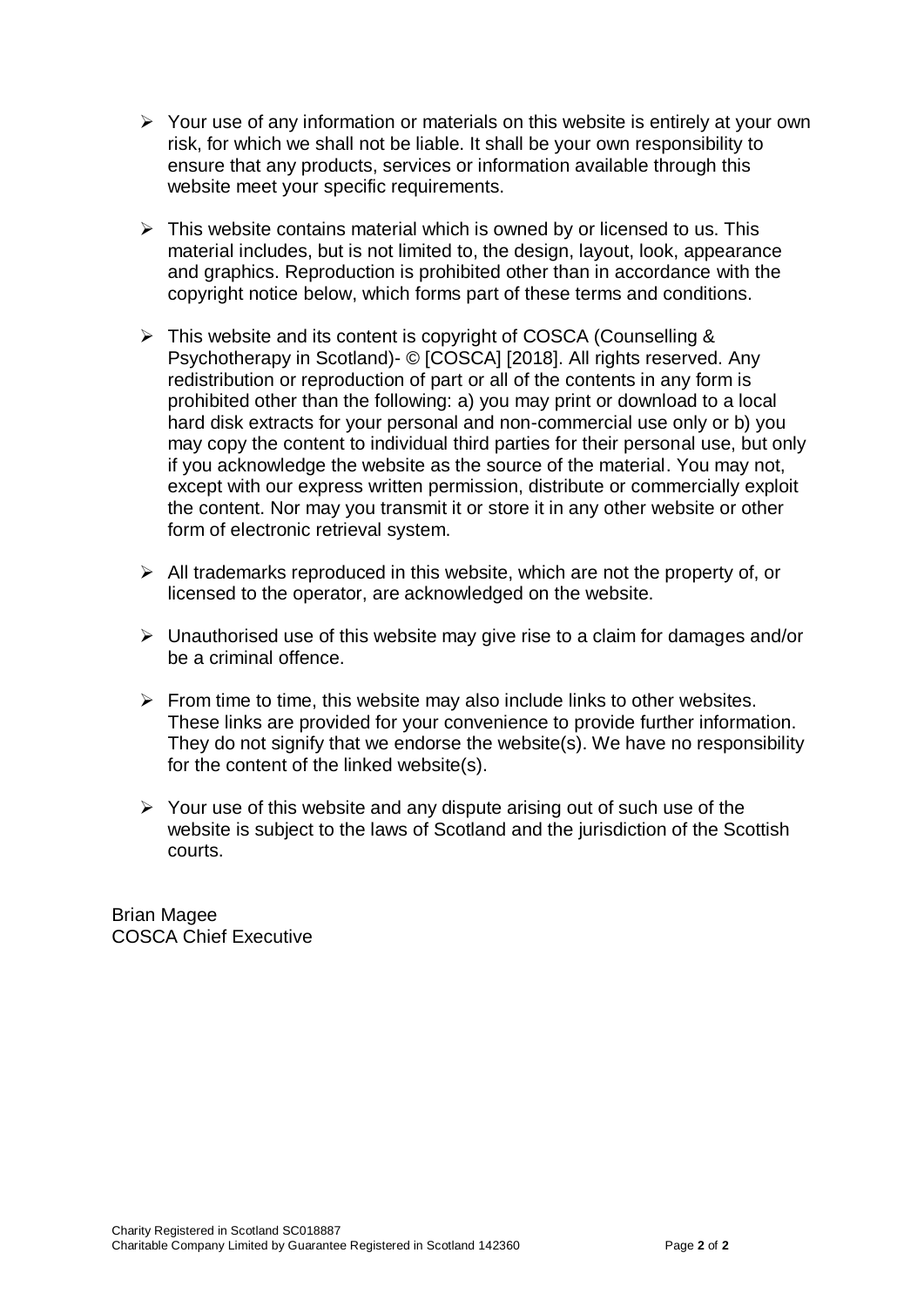- Your use of any information or materials on this website is entirely at your own risk, for which we shall not be liable. It shall be your own responsibility to ensure that any products, services or information available through this website meet your specific requirements.

- This website contains material which is owned by or licensed to us. This material includes, but is not limited to, the design, layout, look, appearance and graphics. Reproduction is prohibited other than in accordance with the copyright notice below, which forms part of these terms and conditions.

- This website and its content is copyright of COSCA (Counselling & Psychotherapy in Scotland)- © [COSCA] [2018]. All rights reserved. Any redistribution or reproduction of part or all of the contents in any form is prohibited other than the following: a) you may print or download to a local hard disk extracts for your personal and non-commercial use only or b) you may copy the content to individual third parties for their personal use, but only if you acknowledge the website as the source of the material. You may not, except with our express written permission, distribute or commercially exploit the content. Nor may you transmit it or store it in any other website or other form of electronic retrieval system.

- All trademarks reproduced in this website, which are not the property of, or licensed to the operator, are acknowledged on the website.

- Unauthorised use of this website may give rise to a claim for damages and/or be a criminal offence.

- From time to time, this website may also include links to other websites. These links are provided for your convenience to provide further information. They do not signify that we endorse the website(s). We have no responsibility for the content of the linked website(s).

- Your use of this website and any dispute arising out of such use of the website is subject to the laws of Scotland and the jurisdiction of the Scottish courts.

Brian Magee
COSCA Chief Executive

Charity Registered in Scotland SC018887
Charitable Company Limited by Guarantee Registered in Scotland 142360